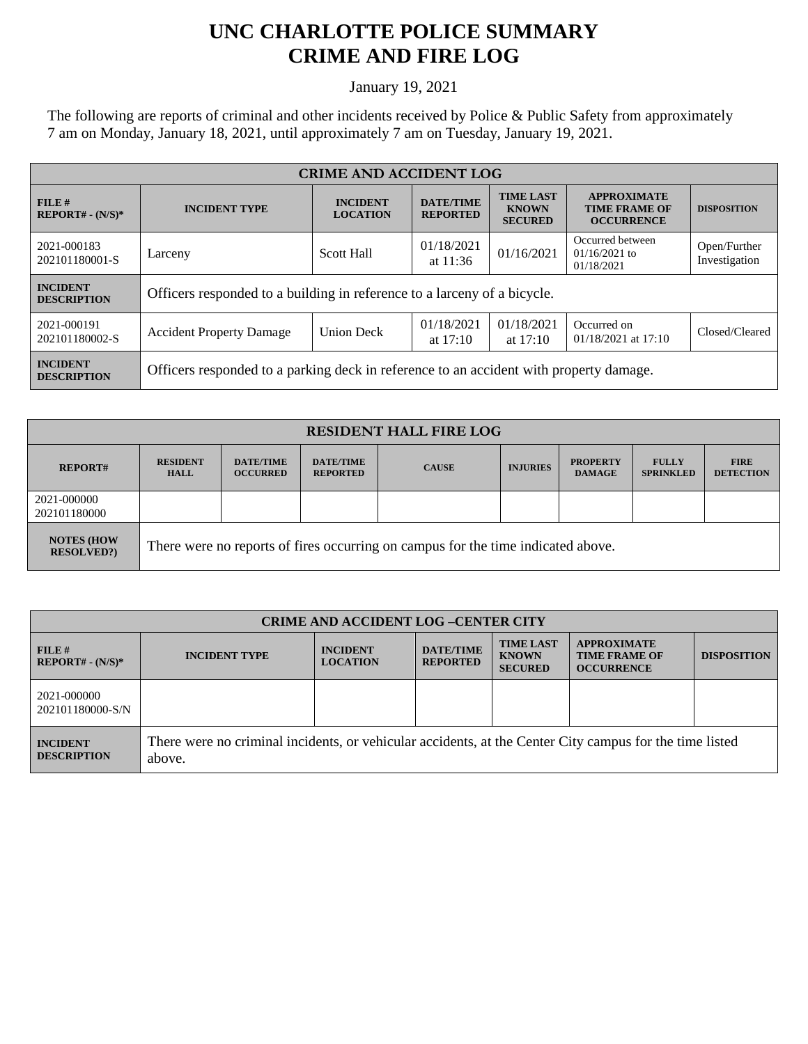# UNC CHARLOTTE POLICE SUMMARY
# CRIME AND FIRE LOG

January 19, 2021

The following are reports of criminal and other incidents received by Police & Public Safety from approximately 7 am on Monday, January 18, 2021, until approximately 7 am on Tuesday, January 19, 2021.

| CRIME AND ACCIDENT LOG | | | | | | |
|---|---|---|---|---|---|---|
| **FILE # REPORT# - (N/S)*** | **INCIDENT TYPE** | **INCIDENT LOCATION** | **DATE/TIME REPORTED** | **TIME LAST KNOWN SECURED** | **APPROXIMATE TIME FRAME OF OCCURRENCE** | **DISPOSITION** |
| 2021-000183 202101180001-S | Larceny | Scott Hall | 01/18/2021 at 11:36 | 01/16/2021 | Occurred between 01/16/2021 to 01/18/2021 | Open/Further Investigation |
| **INCIDENT DESCRIPTION** | Officers responded to a building in reference to a larceny of a bicycle. | | | | | |
| 2021-000191 202101180002-S | Accident Property Damage | Union Deck | 01/18/2021 at 17:10 | 01/18/2021 at 17:10 | Occurred on 01/18/2021 at 17:10 | Closed/Cleared |
| **INCIDENT DESCRIPTION** | Officers responded to a parking deck in reference to an accident with property damage. | | | | | |

| RESIDENT HALL FIRE LOG | | | | | | | | |
|---|---|---|---|---|---|---|---|---|
| **REPORT#** | **RESIDENT HALL** | **DATE/TIME OCCURRED** | **DATE/TIME REPORTED** | **CAUSE** | **INJURIES** | **PROPERTY DAMAGE** | **FULLY SPRINKLED** | **FIRE DETECTION** |
| 2021-000000 202101180000 | | | | | | | | |
| **NOTES (HOW RESOLVED?)** | There were no reports of fires occurring on campus for the time indicated above. | | | | | | | |

| CRIME AND ACCIDENT LOG –CENTER CITY | | | | | | |
|---|---|---|---|---|---|---|
| **FILE # REPORT# - (N/S)*** | **INCIDENT TYPE** | **INCIDENT LOCATION** | **DATE/TIME REPORTED** | **TIME LAST KNOWN SECURED** | **APPROXIMATE TIME FRAME OF OCCURRENCE** | **DISPOSITION** |
| 2021-000000 202101180000-S/N | | | | | | |
| **INCIDENT DESCRIPTION** | There were no criminal incidents, or vehicular accidents, at the Center City campus for the time listed above. | | | | | |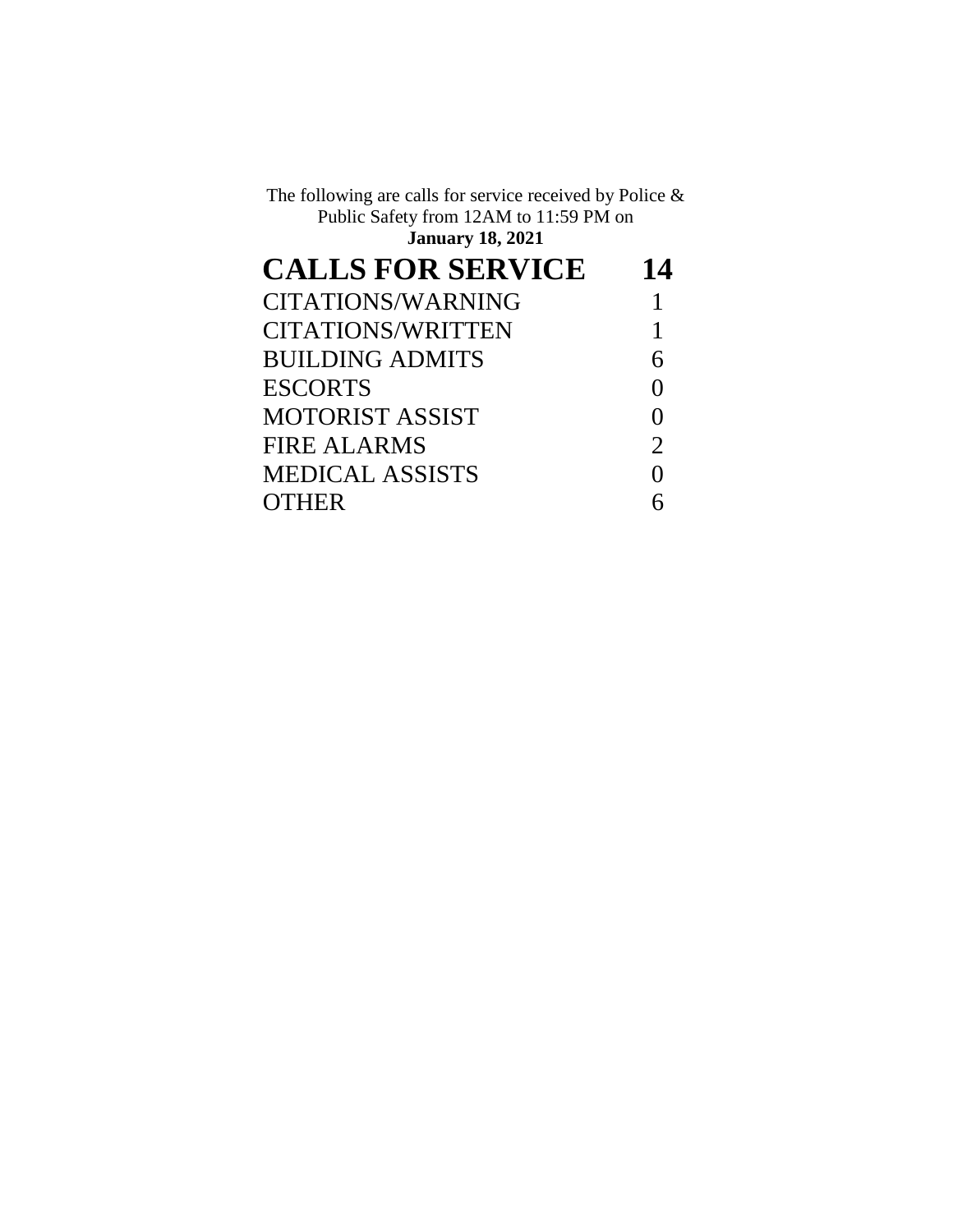The following are calls for service received by Police & Public Safety from 12AM to 11:59 PM on

**January 18, 2021**

| **CALLS FOR SERVICE** | **14** |
|---|---|
| CITATIONS/WARNING | 1 |
| CITATIONS/WRITTEN | 1 |
| BUILDING ADMITS | 6 |
| ESCORTS | 0 |
| MOTORIST ASSIST | 0 |
| FIRE ALARMS | 2 |
| MEDICAL ASSISTS | 0 |
| OTHER | 6 |